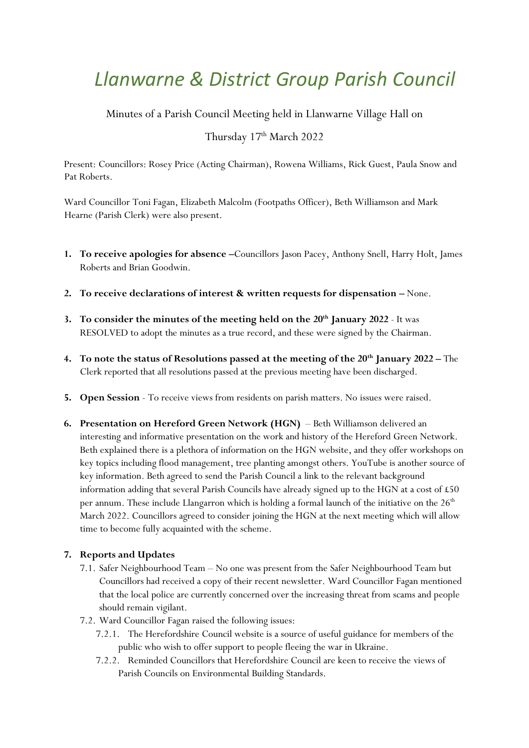# *Llanwarne & District Group Parish Council*

Minutes of a Parish Council Meeting held in Llanwarne Village Hall on

Thursday 17th March 2022

Present: Councillors: Rosey Price (Acting Chairman), Rowena Williams, Rick Guest, Paula Snow and Pat Roberts.

Ward Councillor Toni Fagan, Elizabeth Malcolm (Footpaths Officer), Beth Williamson and Mark Hearne (Parish Clerk) were also present.

1. **To receive apologies for absence –**Councillors Jason Pacey, Anthony Snell, Harry Holt, James Roberts and Brian Goodwin.

2. **To receive declarations of interest & written requests for dispensation –** None.

3. **To consider the minutes of the meeting held on the 20th January 2022** - It was RESOLVED to adopt the minutes as a true record, and these were signed by the Chairman.

4. **To note the status of Resolutions passed at the meeting of the 20th January 2022 –** The Clerk reported that all resolutions passed at the previous meeting have been discharged.

5. **Open Session** - To receive views from residents on parish matters. No issues were raised.

6. **Presentation on Hereford Green Network (HGN)** – Beth Williamson delivered an interesting and informative presentation on the work and history of the Hereford Green Network. Beth explained there is a plethora of information on the HGN website, and they offer workshops on key topics including flood management, tree planting amongst others. YouTube is another source of key information. Beth agreed to send the Parish Council a link to the relevant background information adding that several Parish Councils have already signed up to the HGN at a cost of £50 per annum. These include Llangarron which is holding a formal launch of the initiative on the 26th March 2022. Councillors agreed to consider joining the HGN at the next meeting which will allow time to become fully acquainted with the scheme.

7. **Reports and Updates**
   - 7.1. Safer Neighbourhood Team – No one was present from the Safer Neighbourhood Team but Councillors had received a copy of their recent newsletter. Ward Councillor Fagan mentioned that the local police are currently concerned over the increasing threat from scams and people should remain vigilant.
   - 7.2. Ward Councillor Fagan raised the following issues:
     - 7.2.1. The Herefordshire Council website is a source of useful guidance for members of the public who wish to offer support to people fleeing the war in Ukraine.
     - 7.2.2. Reminded Councillors that Herefordshire Council are keen to receive the views of Parish Councils on Environmental Building Standards.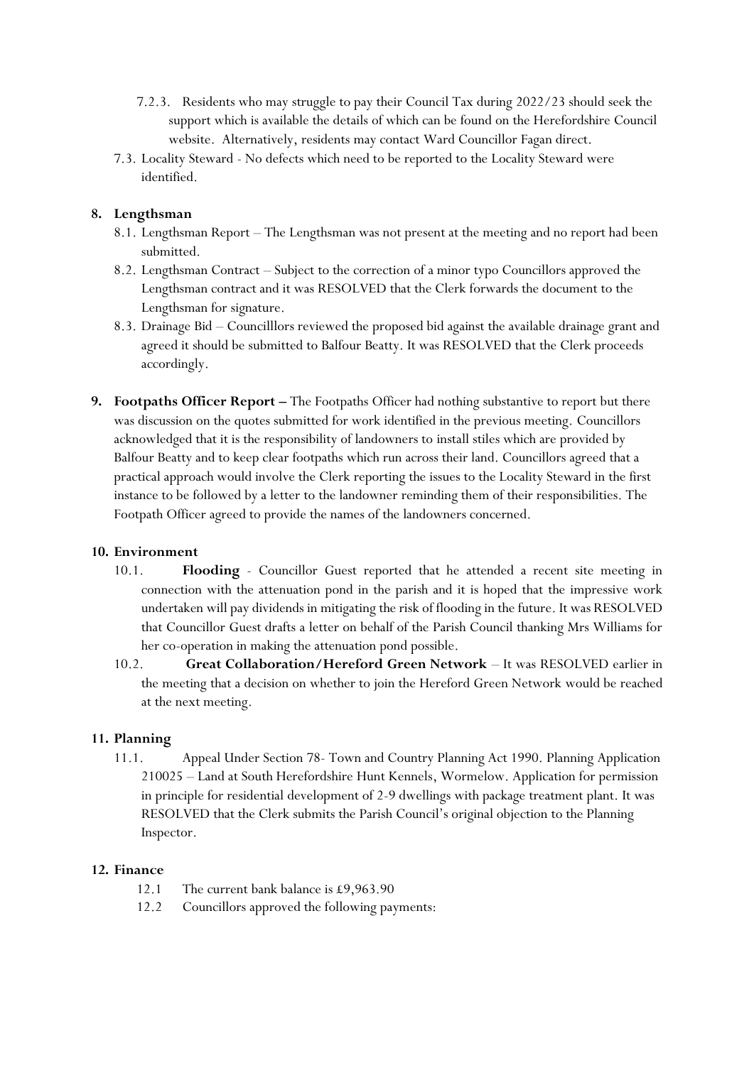- 7.2.3. Residents who may struggle to pay their Council Tax during 2022/23 should seek the support which is available the details of which can be found on the Herefordshire Council website. Alternatively, residents may contact Ward Councillor Fagan direct.

7.3. Locality Steward - No defects which need to be reported to the Locality Steward were identified.

**8. Lengthsman**

8.1. Lengthsman Report – The Lengthsman was not present at the meeting and no report had been submitted.

8.2. Lengthsman Contract – Subject to the correction of a minor typo Councillors approved the Lengthsman contract and it was RESOLVED that the Clerk forwards the document to the Lengthsman for signature.

8.3. Drainage Bid – Councilllors reviewed the proposed bid against the available drainage grant and agreed it should be submitted to Balfour Beatty. It was RESOLVED that the Clerk proceeds accordingly.

**9. Footpaths Officer Report –** The Footpaths Officer had nothing substantive to report but there was discussion on the quotes submitted for work identified in the previous meeting. Councillors acknowledged that it is the responsibility of landowners to install stiles which are provided by Balfour Beatty and to keep clear footpaths which run across their land. Councillors agreed that a practical approach would involve the Clerk reporting the issues to the Locality Steward in the first instance to be followed by a letter to the landowner reminding them of their responsibilities. The Footpath Officer agreed to provide the names of the landowners concerned.

**10. Environment**

10.1. **Flooding** - Councillor Guest reported that he attended a recent site meeting in connection with the attenuation pond in the parish and it is hoped that the impressive work undertaken will pay dividends in mitigating the risk of flooding in the future. It was RESOLVED that Councillor Guest drafts a letter on behalf of the Parish Council thanking Mrs Williams for her co-operation in making the attenuation pond possible.

10.2. **Great Collaboration/Hereford Green Network** – It was RESOLVED earlier in the meeting that a decision on whether to join the Hereford Green Network would be reached at the next meeting.

**11. Planning**

11.1. Appeal Under Section 78- Town and Country Planning Act 1990. Planning Application 210025 – Land at South Herefordshire Hunt Kennels, Wormelow. Application for permission in principle for residential development of 2-9 dwellings with package treatment plant. It was RESOLVED that the Clerk submits the Parish Council's original objection to the Planning Inspector.

**12. Finance**

12.1 The current bank balance is £9,963.90

12.2 Councillors approved the following payments: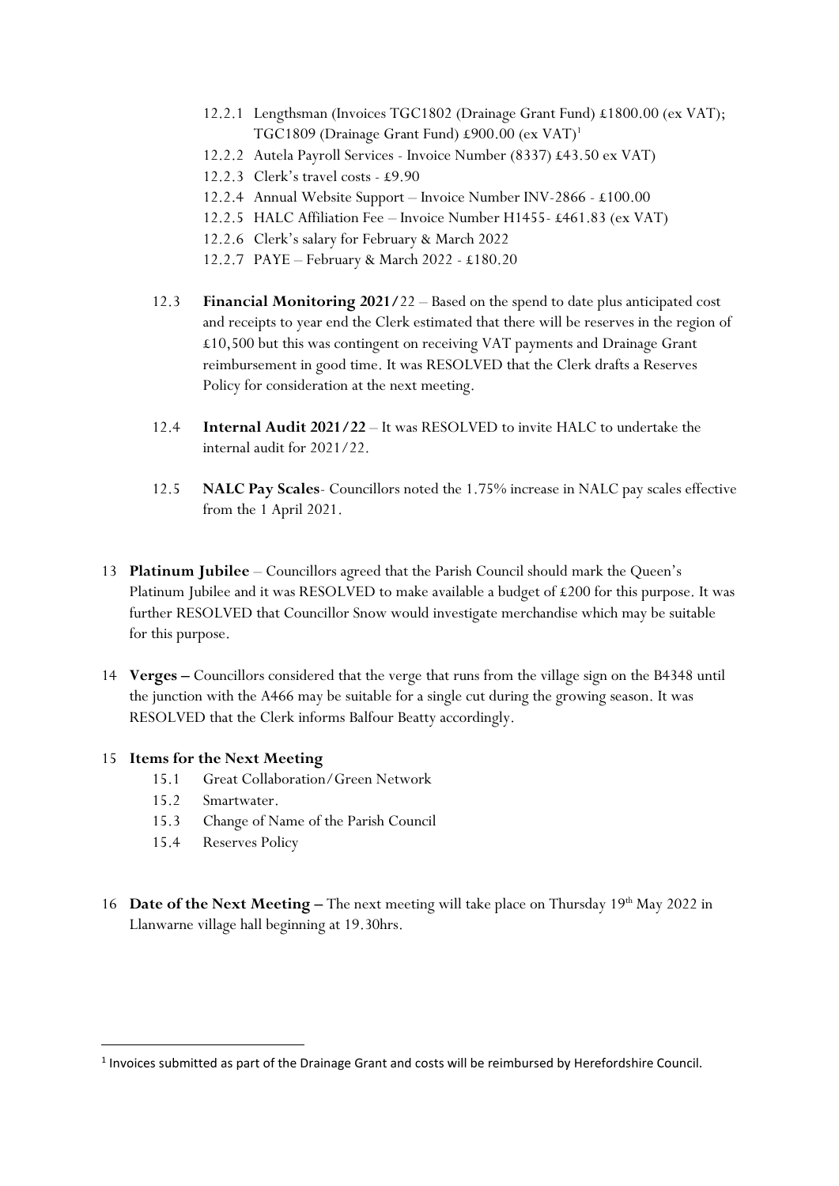- 12.2.1 Lengthsman (Invoices TGC1802 (Drainage Grant Fund) £1800.00 (ex VAT); TGC1809 (Drainage Grant Fund) £900.00 (ex VAT)[1]
- 12.2.2 Autela Payroll Services - Invoice Number (8337) £43.50 ex VAT)
- 12.2.3 Clerk's travel costs - £9.90
- 12.2.4 Annual Website Support – Invoice Number INV-2866 - £100.00
- 12.2.5 HALC Affiliation Fee – Invoice Number H1455- £461.83 (ex VAT)
- 12.2.6 Clerk's salary for February & March 2022
- 12.2.7 PAYE – February & March 2022 - £180.20

12.3 **Financial Monitoring 2021/**22 – Based on the spend to date plus anticipated cost and receipts to year end the Clerk estimated that there will be reserves in the region of £10,500 but this was contingent on receiving VAT payments and Drainage Grant reimbursement in good time. It was RESOLVED that the Clerk drafts a Reserves Policy for consideration at the next meeting.

12.4 **Internal Audit 2021/22** – It was RESOLVED to invite HALC to undertake the internal audit for 2021/22.

12.5 **NALC Pay Scales**- Councillors noted the 1.75% increase in NALC pay scales effective from the 1 April 2021.

13 **Platinum Jubilee** – Councillors agreed that the Parish Council should mark the Queen's Platinum Jubilee and it was RESOLVED to make available a budget of £200 for this purpose. It was further RESOLVED that Councillor Snow would investigate merchandise which may be suitable for this purpose.

14 **Verges –** Councillors considered that the verge that runs from the village sign on the B4348 until the junction with the A466 may be suitable for a single cut during the growing season. It was RESOLVED that the Clerk informs Balfour Beatty accordingly.

15 **Items for the Next Meeting**

- 15.1 Great Collaboration/Green Network
- 15.2 Smartwater.
- 15.3 Change of Name of the Parish Council
- 15.4 Reserves Policy

16 **Date of the Next Meeting –** The next meeting will take place on Thursday 19th May 2022 in Llanwarne village hall beginning at 19.30hrs.

[1] Invoices submitted as part of the Drainage Grant and costs will be reimbursed by Herefordshire Council.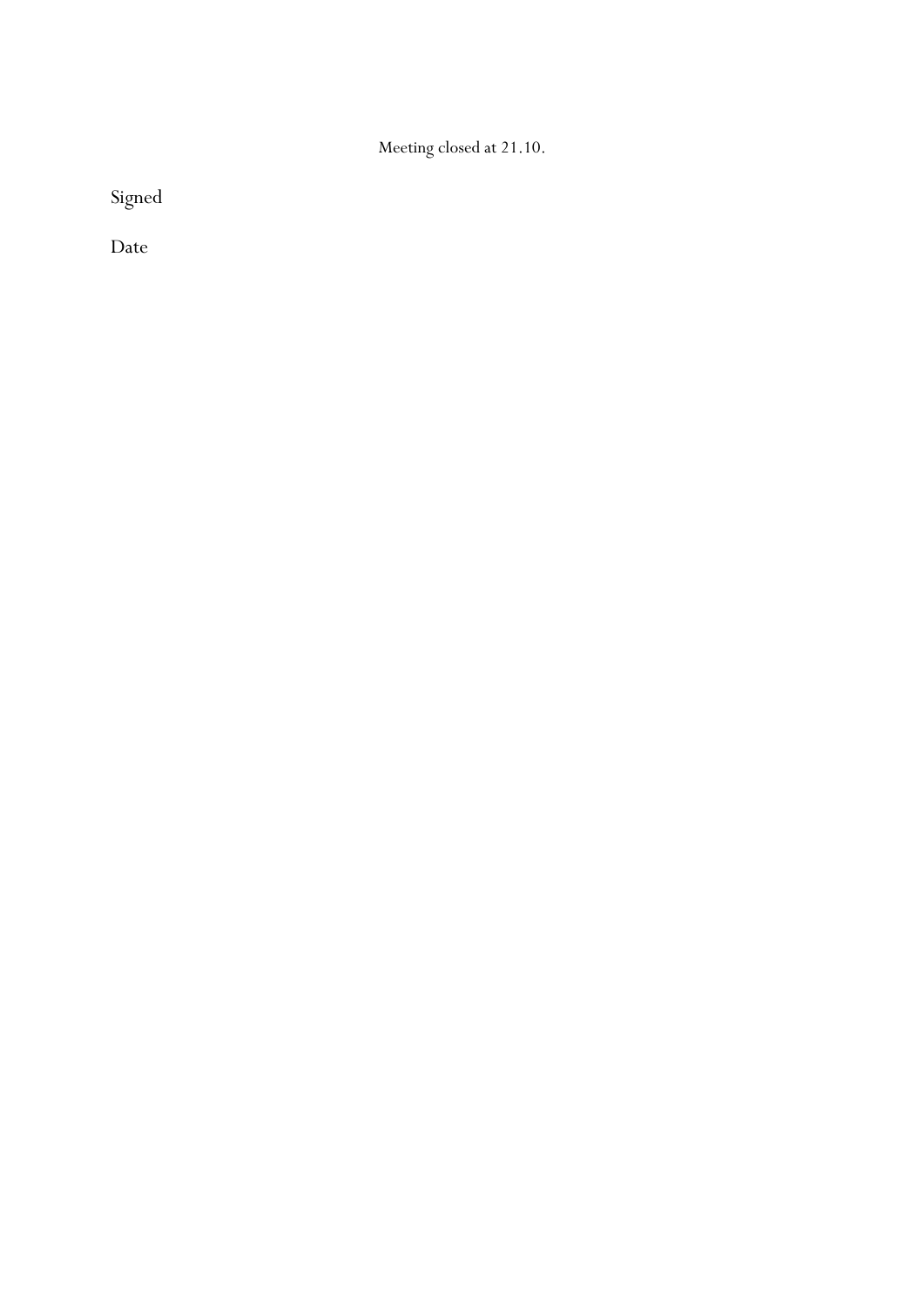Meeting closed at 21.10.

Signed

Date